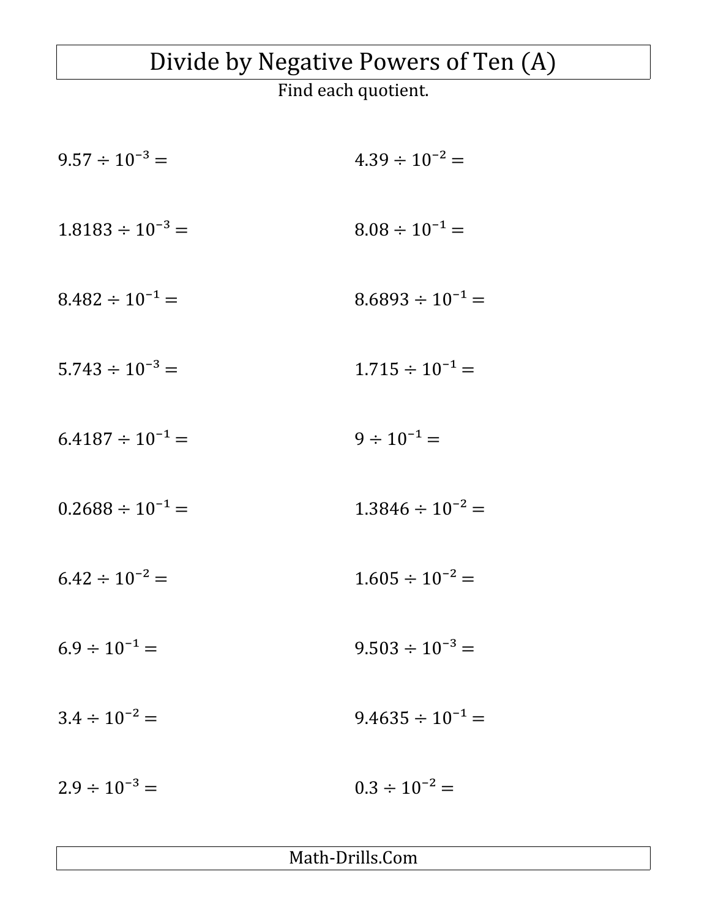# Divide by Negative Powers of Ten (A)

Find each quotient.

$9.57 \div 10^{-3} =$

$4.39 \div 10^{-2} =$

$1.8183 \div 10^{-3} =$

$8.08 \div 10^{-1} =$

$8.482 \div 10^{-1} =$

$8.6893 \div 10^{-1} =$

$5.743 \div 10^{-3} =$

$1.715 \div 10^{-1} =$

$6.4187 \div 10^{-1} =$

$9 \div 10^{-1} =$

$0.2688 \div 10^{-1} =$

$1.3846 \div 10^{-2} =$

$6.42 \div 10^{-2} =$

$1.605 \div 10^{-2} =$

$6.9 \div 10^{-1} =$

$9.503 \div 10^{-3} =$

$3.4 \div 10^{-2} =$

$9.4635 \div 10^{-1} =$

$2.9 \div 10^{-3} =$

$0.3 \div 10^{-2} =$

Math-Drills.Com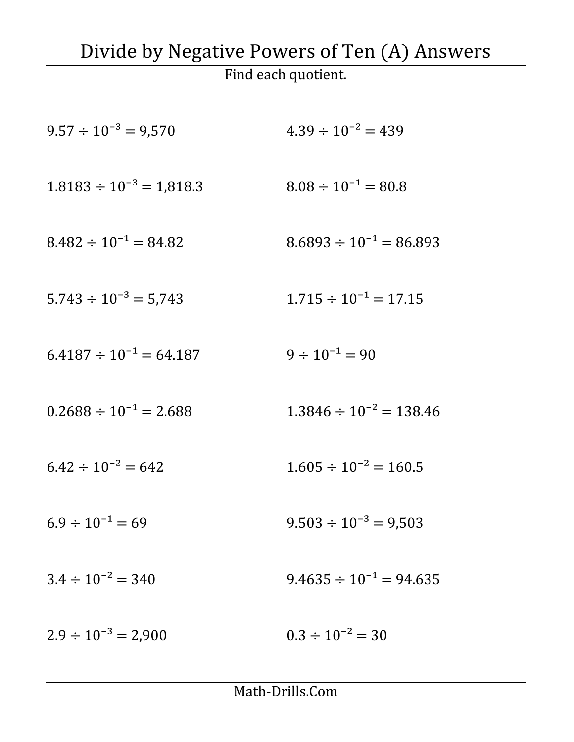# Divide by Negative Powers of Ten (A) Answers

Find each quotient.

$9.57 \div 10^{-3} = 9{,}570$

$4.39 \div 10^{-2} = 439$

$1.8183 \div 10^{-3} = 1{,}818.3$

$8.08 \div 10^{-1} = 80.8$

$8.482 \div 10^{-1} = 84.82$

$8.6893 \div 10^{-1} = 86.893$

$5.743 \div 10^{-3} = 5{,}743$

$1.715 \div 10^{-1} = 17.15$

$6.4187 \div 10^{-1} = 64.187$

$9 \div 10^{-1} = 90$

$0.2688 \div 10^{-1} = 2.688$

$1.3846 \div 10^{-2} = 138.46$

$6.42 \div 10^{-2} = 642$

$1.605 \div 10^{-2} = 160.5$

$6.9 \div 10^{-1} = 69$

$9.503 \div 10^{-3} = 9{,}503$

$3.4 \div 10^{-2} = 340$

$9.4635 \div 10^{-1} = 94.635$

$2.9 \div 10^{-3} = 2{,}900$

$0.3 \div 10^{-2} = 30$

Math-Drills.Com